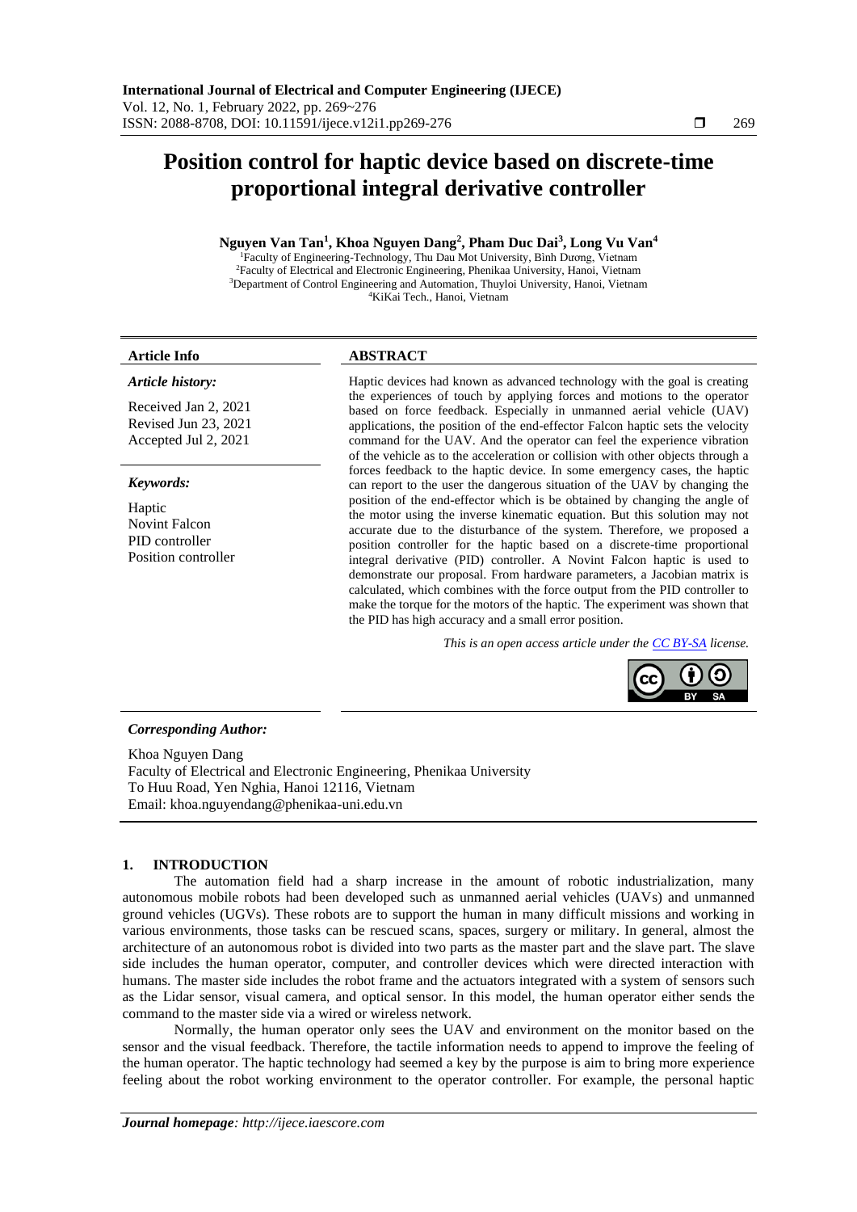# Position control for haptic device based on discrete-time proportional integral derivative controller

**Nguyen Van Tan[1], Khoa Nguyen Dang[2], Pham Duc Dai[3], Long Vu Van[4]**

[1]Faculty of Engineering-Technology, Thu Dau Mot University, Bình Dương, Vietnam
[2]Faculty of Electrical and Electronic Engineering, Phenikaa University, Hanoi, Vietnam
[3]Department of Control Engineering and Automation, Thuyloi University, Hanoi, Vietnam
[4]KiKai Tech., Hanoi, Vietnam

**Article Info**

*Article history:*

Received Jan 2, 2021
Revised Jun 23, 2021
Accepted Jul 2, 2021

*Keywords:*

Haptic
Novint Falcon
PID controller
Position controller

**ABSTRACT**

Haptic devices had known as advanced technology with the goal is creating the experiences of touch by applying forces and motions to the operator based on force feedback. Especially in unmanned aerial vehicle (UAV) applications, the position of the end-effector Falcon haptic sets the velocity command for the UAV. And the operator can feel the experience vibration of the vehicle as to the acceleration or collision with other objects through a forces feedback to the haptic device. In some emergency cases, the haptic can report to the user the dangerous situation of the UAV by changing the position of the end-effector which is be obtained by changing the angle of the motor using the inverse kinematic equation. But this solution may not accurate due to the disturbance of the system. Therefore, we proposed a position controller for the haptic based on a discrete-time proportional integral derivative (PID) controller. A Novint Falcon haptic is used to demonstrate our proposal. From hardware parameters, a Jacobian matrix is calculated, which combines with the force output from the PID controller to make the torque for the motors of the haptic. The experiment was shown that the PID has high accuracy and a small error position.

*This is an open access article under the CC BY-SA license.*

***Corresponding Author:***

Khoa Nguyen Dang
Faculty of Electrical and Electronic Engineering, Phenikaa University
To Huu Road, Yen Nghia, Hanoi 12116, Vietnam
Email: khoa.nguyendang@phenikaa-uni.edu.vn

## 1. INTRODUCTION

The automation field had a sharp increase in the amount of robotic industrialization, many autonomous mobile robots had been developed such as unmanned aerial vehicles (UAVs) and unmanned ground vehicles (UGVs). These robots are to support the human in many difficult missions and working in various environments, those tasks can be rescued scans, spaces, surgery or military. In general, almost the architecture of an autonomous robot is divided into two parts as the master part and the slave part. The slave side includes the human operator, computer, and controller devices which were directed interaction with humans. The master side includes the robot frame and the actuators integrated with a system of sensors such as the Lidar sensor, visual camera, and optical sensor. In this model, the human operator either sends the command to the master side via a wired or wireless network.

Normally, the human operator only sees the UAV and environment on the monitor based on the sensor and the visual feedback. Therefore, the tactile information needs to append to improve the feeling of the human operator. The haptic technology had seemed a key by the purpose is aim to bring more experience feeling about the robot working environment to the operator controller. For example, the personal haptic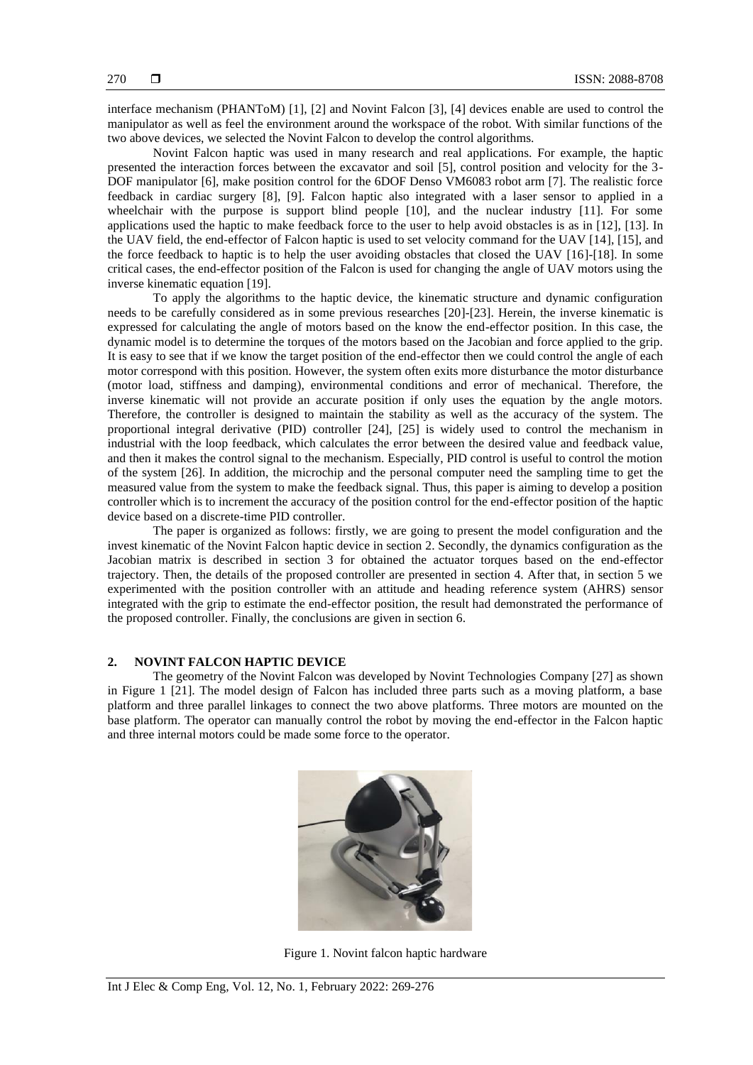interface mechanism (PHANToM) [1], [2] and Novint Falcon [3], [4] devices enable are used to control the manipulator as well as feel the environment around the workspace of the robot. With similar functions of the two above devices, we selected the Novint Falcon to develop the control algorithms.

Novint Falcon haptic was used in many research and real applications. For example, the haptic presented the interaction forces between the excavator and soil [5], control position and velocity for the 3-DOF manipulator [6], make position control for the 6DOF Denso VM6083 robot arm [7]. The realistic force feedback in cardiac surgery [8], [9]. Falcon haptic also integrated with a laser sensor to applied in a wheelchair with the purpose is support blind people [10], and the nuclear industry [11]. For some applications used the haptic to make feedback force to the user to help avoid obstacles is as in [12], [13]. In the UAV field, the end-effector of Falcon haptic is used to set velocity command for the UAV [14], [15], and the force feedback to haptic is to help the user avoiding obstacles that closed the UAV [16]-[18]. In some critical cases, the end-effector position of the Falcon is used for changing the angle of UAV motors using the inverse kinematic equation [19].

To apply the algorithms to the haptic device, the kinematic structure and dynamic configuration needs to be carefully considered as in some previous researches [20]-[23]. Herein, the inverse kinematic is expressed for calculating the angle of motors based on the know the end-effector position. In this case, the dynamic model is to determine the torques of the motors based on the Jacobian and force applied to the grip. It is easy to see that if we know the target position of the end-effector then we could control the angle of each motor correspond with this position. However, the system often exits more disturbance the motor disturbance (motor load, stiffness and damping), environmental conditions and error of mechanical. Therefore, the inverse kinematic will not provide an accurate position if only uses the equation by the angle motors. Therefore, the controller is designed to maintain the stability as well as the accuracy of the system. The proportional integral derivative (PID) controller [24], [25] is widely used to control the mechanism in industrial with the loop feedback, which calculates the error between the desired value and feedback value, and then it makes the control signal to the mechanism. Especially, PID control is useful to control the motion of the system [26]. In addition, the microchip and the personal computer need the sampling time to get the measured value from the system to make the feedback signal. Thus, this paper is aiming to develop a position controller which is to increment the accuracy of the position control for the end-effector position of the haptic device based on a discrete-time PID controller.

The paper is organized as follows: firstly, we are going to present the model configuration and the invest kinematic of the Novint Falcon haptic device in section 2. Secondly, the dynamics configuration as the Jacobian matrix is described in section 3 for obtained the actuator torques based on the end-effector trajectory. Then, the details of the proposed controller are presented in section 4. After that, in section 5 we experimented with the position controller with an attitude and heading reference system (AHRS) sensor integrated with the grip to estimate the end-effector position, the result had demonstrated the performance of the proposed controller. Finally, the conclusions are given in section 6.

## 2. NOVINT FALCON HAPTIC DEVICE

The geometry of the Novint Falcon was developed by Novint Technologies Company [27] as shown in Figure 1 [21]. The model design of Falcon has included three parts such as a moving platform, a base platform and three parallel linkages to connect the two above platforms. Three motors are mounted on the base platform. The operator can manually control the robot by moving the end-effector in the Falcon haptic and three internal motors could be made some force to the operator.

Figure 1. Novint falcon haptic hardware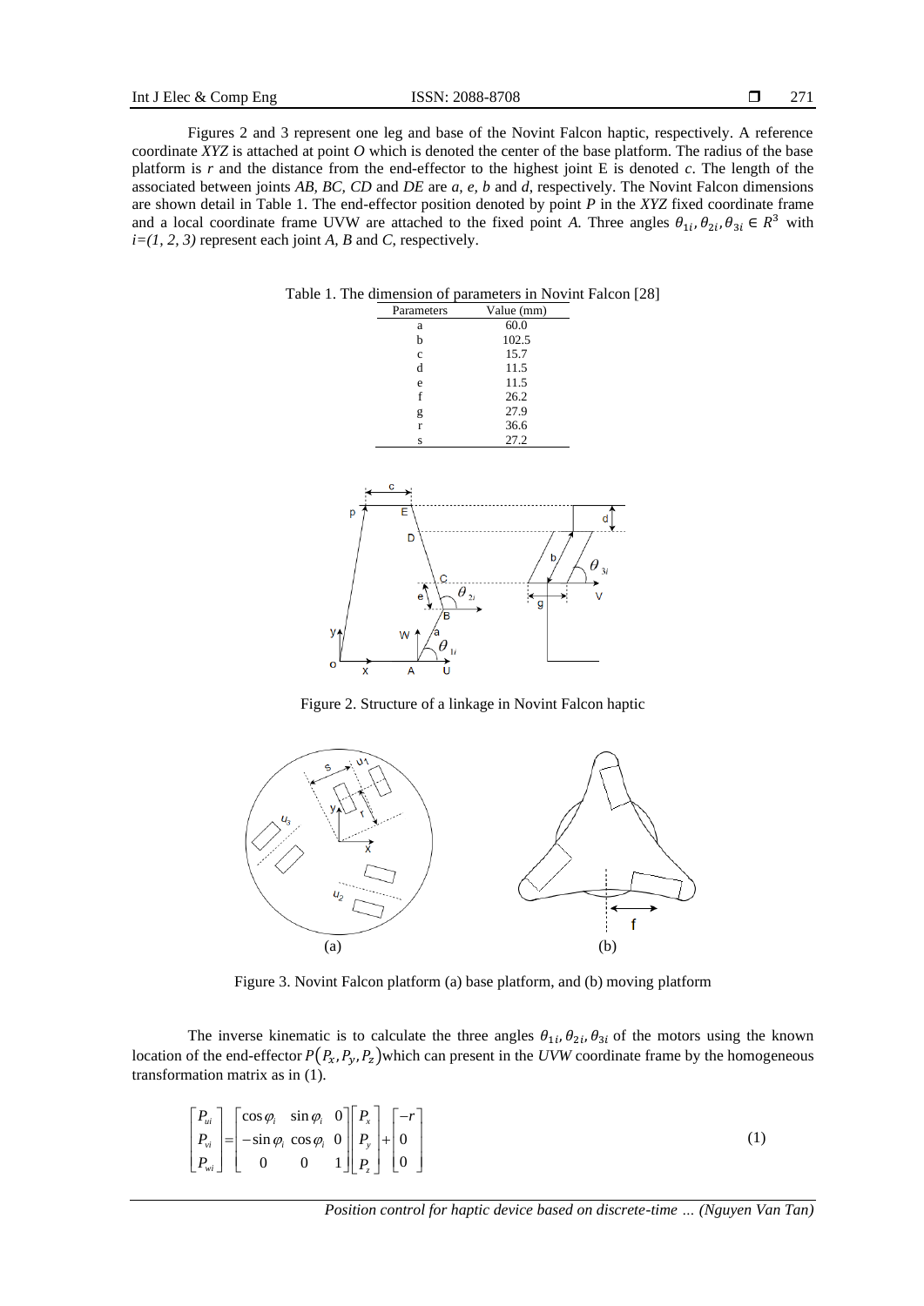Figures 2 and 3 represent one leg and base of the Novint Falcon haptic, respectively. A reference coordinate *XYZ* is attached at point *O* which is denoted the center of the base platform. The radius of the base platform is *r* and the distance from the end-effector to the highest joint E is denoted *c*. The length of the associated between joints *AB, BC, CD* and *DE* are *a, e, b* and *d*, respectively. The Novint Falcon dimensions are shown detail in Table 1. The end-effector position denoted by point *P* in the *XYZ* fixed coordinate frame and a local coordinate frame UVW are attached to the fixed point *A.* Three angles $\theta_{1i}, \theta_{2i}, \theta_{3i} \in R^3$ with $i=(1, 2, 3)$ represent each joint *A, B* and *C*, respectively.

Table 1. The dimension of parameters in Novint Falcon [28]

| Parameters | Value (mm) |
|---|---|
| a | 60.0 |
| b | 102.5 |
| c | 15.7 |
| d | 11.5 |
| e | 11.5 |
| f | 26.2 |
| g | 27.9 |
| r | 36.6 |
| s | 27.2 |

Figure 2. Structure of a linkage in Novint Falcon haptic

Figure 3. Novint Falcon platform (a) base platform, and (b) moving platform

The inverse kinematic is to calculate the three angles $\theta_{1i}, \theta_{2i}, \theta_{3i}$ of the motors using the known location of the end-effector $P(P_x, P_y, P_z)$ which can present in the *UVW* coordinate frame by the homogeneous transformation matrix as in (1).

$$
\begin{bmatrix} P_{ui} \\ P_{vi} \\ P_{wi} \end{bmatrix} = \begin{bmatrix} \cos\varphi_i & \sin\varphi_i & 0 \\ -\sin\varphi_i & \cos\varphi_i & 0 \\ 0 & 0 & 1 \end{bmatrix} \begin{bmatrix} P_x \\ P_y \\ P_z \end{bmatrix} + \begin{bmatrix} -r \\ 0 \\ 0 \end{bmatrix} \tag{1}
$$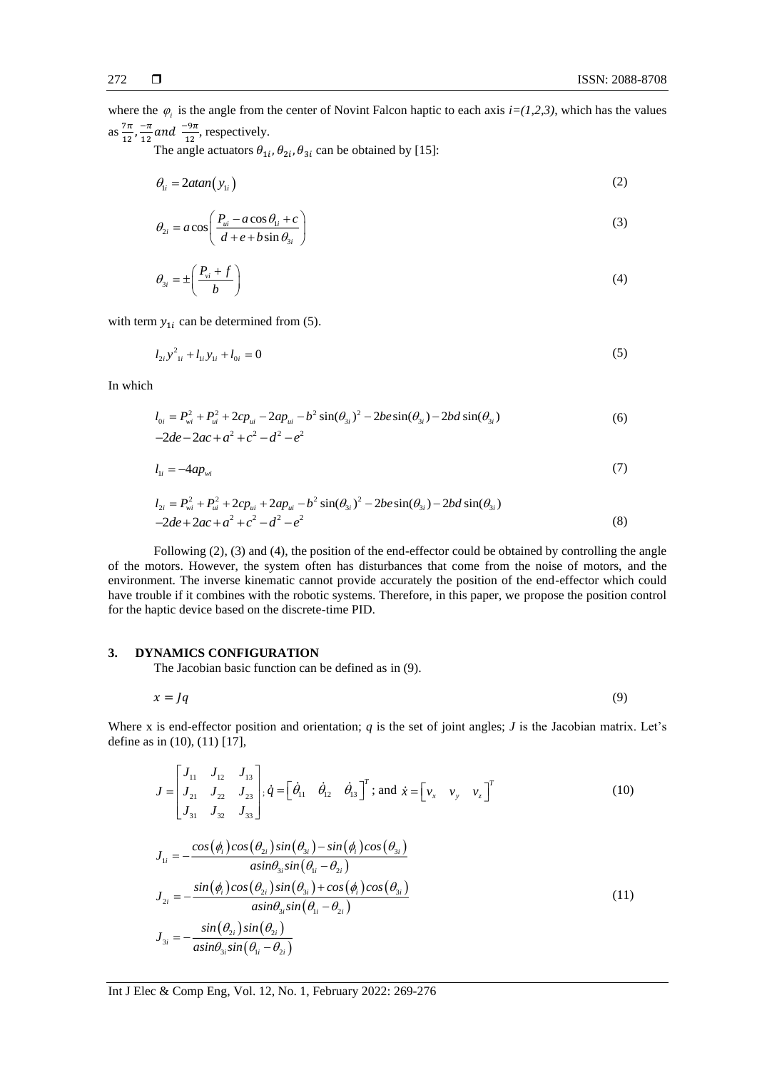where the $\varphi_i$ is the angle from the center of Novint Falcon haptic to each axis $i=(1,2,3)$, which has the values as $\frac{7\pi}{12}, \frac{-\pi}{12}$ $and$ $\frac{-9\pi}{12}$, respectively.

The angle actuators $\theta_{1i}, \theta_{2i}, \theta_{3i}$ can be obtained by [15]:

$$\theta_{1i} = 2atan\left(y_{1i}\right) \tag{2}$$

$$\theta_{2i} = a\cos\left(\frac{P_{ui} - a\cos\theta_{1i} + c}{d + e + b\sin\theta_{3i}}\right) \tag{3}$$

$$\theta_{3i} = \pm\left(\frac{P_{vi} + f}{b}\right) \tag{4}$$

with term $y_{1i}$ can be determined from (5).

$$l_{2i}y^2_{1i} + l_{1i}y_{1i} + l_{0i} = 0 \tag{5}$$

In which

$$l_{0i} = P_{wi}^2 + P_{ui}^2 + 2cp_{ui} - 2ap_{ui} - b^2\sin(\theta_{3i})^2 - 2be\sin(\theta_{3i}) - 2bd\sin(\theta_{3i}) \\ -2de - 2ac + a^2 + c^2 - d^2 - e^2 \tag{6}$$

$$l_{1i} = -4ap_{wi} \tag{7}$$

$$l_{2i} = P_{wi}^2 + P_{ui}^2 + 2cp_{ui} + 2ap_{ui} - b^2\sin(\theta_{3i})^2 - 2be\sin(\theta_{3i}) - 2bd\sin(\theta_{3i}) \\ -2de + 2ac + a^2 + c^2 - d^2 - e^2 \tag{8}$$

Following (2), (3) and (4), the position of the end-effector could be obtained by controlling the angle of the motors. However, the system often has disturbances that come from the noise of motors, and the environment. The inverse kinematic cannot provide accurately the position of the end-effector which could have trouble if it combines with the robotic systems. Therefore, in this paper, we propose the position control for the haptic device based on the discrete-time PID.

## 3. DYNAMICS CONFIGURATION

The Jacobian basic function can be defined as in (9).

$$x = Jq \tag{9}$$

Where x is end-effector position and orientation; $q$ is the set of joint angles; $J$ is the Jacobian matrix. Let's define as in (10), (11) [17],

$$J = \begin{bmatrix} J_{11} & J_{12} & J_{13} \\ J_{21} & J_{22} & J_{23} \\ J_{31} & J_{32} & J_{33} \end{bmatrix}; \dot{q} = \begin{bmatrix} \dot{\theta}_{11} & \dot{\theta}_{12} & \dot{\theta}_{13} \end{bmatrix}^T; \text{ and } \dot{x} = \begin{bmatrix} v_x & v_y & v_z \end{bmatrix}^T \tag{10}$$

$$\begin{aligned} J_{1i} &= -\frac{\cos(\phi_i)\cos(\theta_{2i})\sin(\theta_{3i}) - \sin(\phi_i)\cos(\theta_{3i})}{a\sin\theta_{3i}\sin(\theta_{1i} - \theta_{2i})} \\ J_{2i} &= -\frac{\sin(\phi_i)\cos(\theta_{2i})\sin(\theta_{3i}) + \cos(\phi_i)\cos(\theta_{3i})}{a\sin\theta_{3i}\sin(\theta_{1i} - \theta_{2i})} \\ J_{3i} &= -\frac{\sin(\theta_{2i})\sin(\theta_{2i})}{a\sin\theta_{3i}\sin(\theta_{1i} - \theta_{2i})} \end{aligned} \tag{11}$$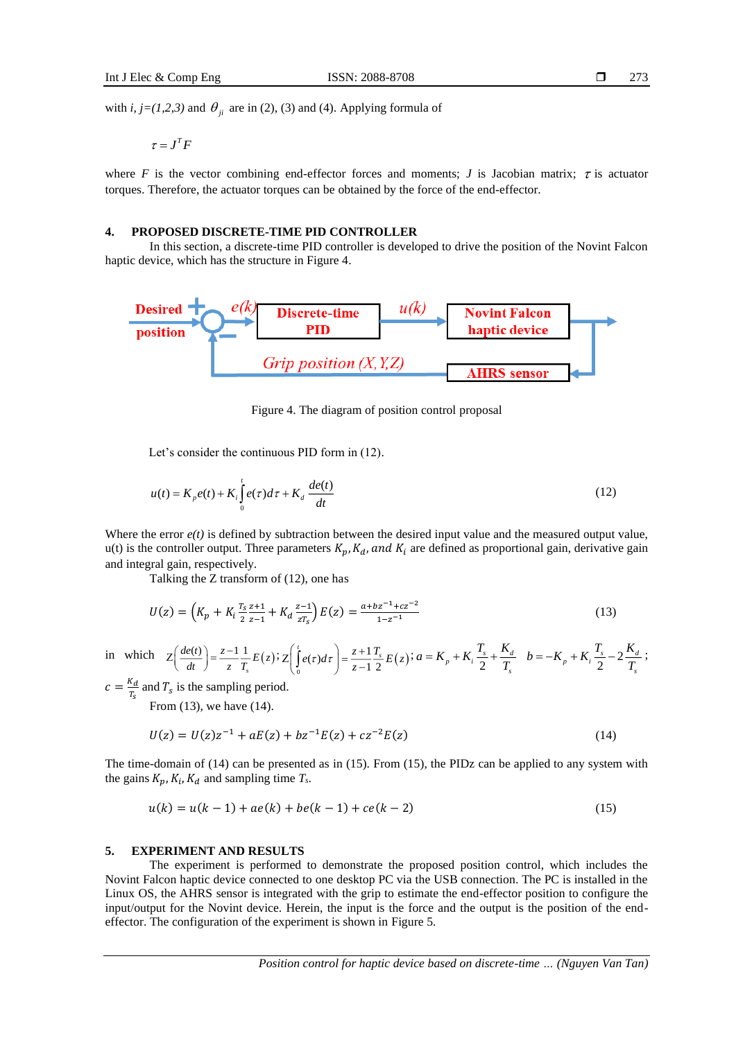with *i, j=(1,2,3)* and $\theta_{ji}$ are in (2), (3) and (4). Applying formula of

$$\tau = J^T F$$

where $F$ is the vector combining end-effector forces and moments; $J$ is Jacobian matrix; $\tau$ is actuator torques. Therefore, the actuator torques can be obtained by the force of the end-effector.

## 4. PROPOSED DISCRETE-TIME PID CONTROLLER

In this section, a discrete-time PID controller is developed to drive the position of the Novint Falcon haptic device, which has the structure in Figure 4.

Figure 4. The diagram of position control proposal

Let's consider the continuous PID form in (12).

$$u(t) = K_p e(t) + K_i \int_0^t e(\tau)d\tau + K_d \frac{de(t)}{dt} \tag{12}$$

Where the error *e(t)* is defined by subtraction between the desired input value and the measured output value, u(t) is the controller output. Three parameters $K_p, K_d, and\ K_i$ are defined as proportional gain, derivative gain and integral gain, respectively.

Talking the Z transform of (12), one has

$$U(z) = \left(K_p + K_i \frac{T_s}{2}\frac{z+1}{z-1} + K_d \frac{z-1}{zT_s}\right) E(z) = \frac{a+bz^{-1}+cz^{-2}}{1-z^{-1}} \tag{13}$$

in which $Z\left(\frac{de(t)}{dt}\right) = \frac{z-1}{z}\frac{1}{T_s}E(z)$; $Z\left(\int_0^t e(\tau)d\tau\right) = \frac{z+1}{z-1}\frac{T_s}{2}E(z)$; $a = K_p + K_i\frac{T_s}{2} + \frac{K_d}{T_s}$ $b = -K_p + K_i\frac{T_s}{2} - 2\frac{K_d}{T_s}$; $c = \frac{K_d}{T_s}$ and $T_s$ is the sampling period.

From (13), we have (14).

$$U(z) = U(z)z^{-1} + aE(z) + bz^{-1}E(z) + cz^{-2}E(z) \tag{14}$$

The time-domain of (14) can be presented as in (15). From (15), the PIDz can be applied to any system with the gains $K_p, K_i, K_d$ and sampling time $T_s$.

$$u(k) = u(k-1) + ae(k) + be(k-1) + ce(k-2) \tag{15}$$

## 5. EXPERIMENT AND RESULTS

The experiment is performed to demonstrate the proposed position control, which includes the Novint Falcon haptic device connected to one desktop PC via the USB connection. The PC is installed in the Linux OS, the AHRS sensor is integrated with the grip to estimate the end-effector position to configure the input/output for the Novint device. Herein, the input is the force and the output is the position of the end-effector. The configuration of the experiment is shown in Figure 5.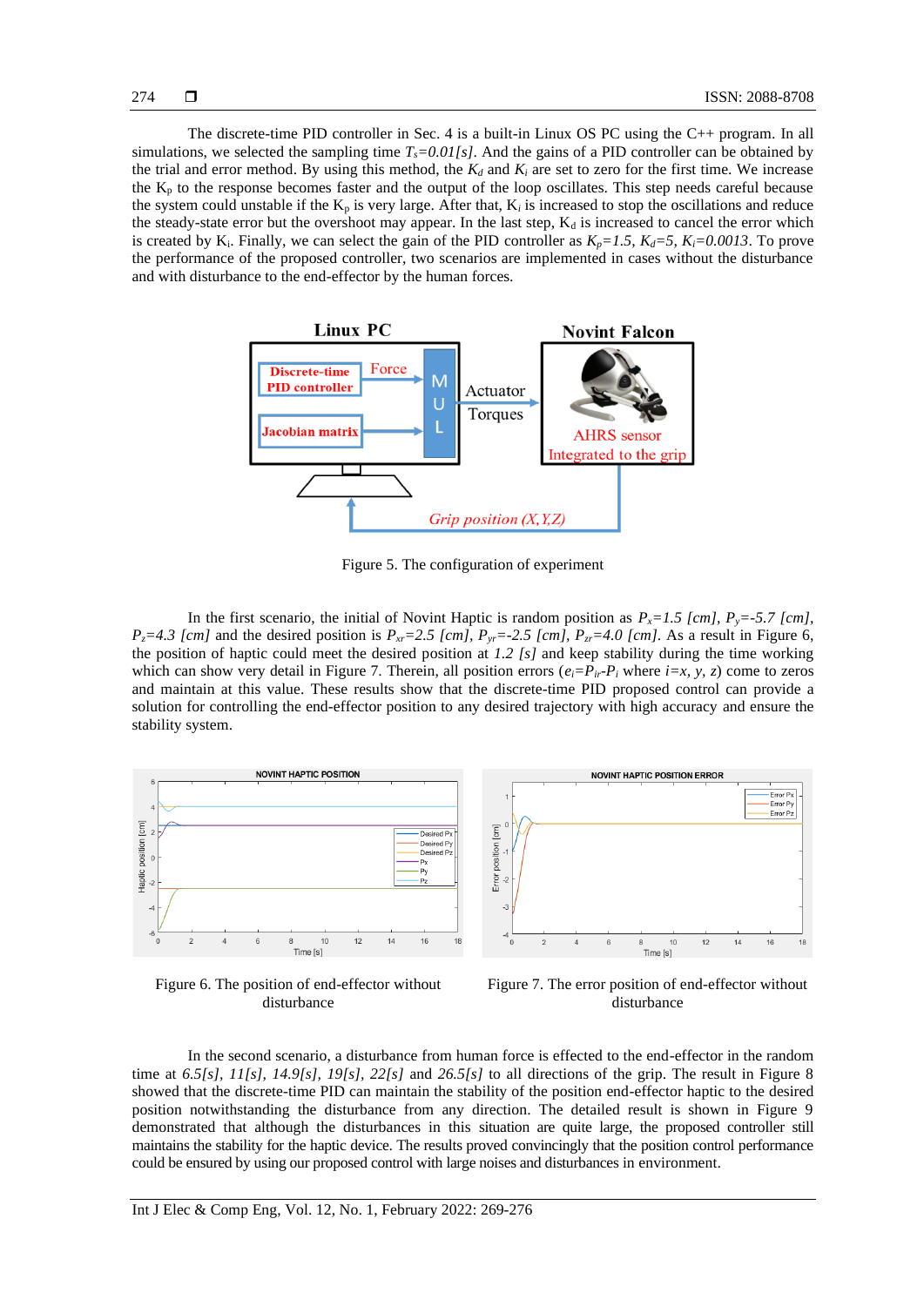The discrete-time PID controller in Sec. 4 is a built-in Linux OS PC using the C++ program. In all simulations, we selected the sampling time $T_s=0.01[s]$. And the gains of a PID controller can be obtained by the trial and error method. By using this method, the $K_d$ and $K_i$ are set to zero for the first time. We increase the $K_p$ to the response becomes faster and the output of the loop oscillates. This step needs careful because the system could unstable if the $K_p$ is very large. After that, $K_i$ is increased to stop the oscillations and reduce the steady-state error but the overshoot may appear. In the last step, $K_d$ is increased to cancel the error which is created by $K_i$. Finally, we can select the gain of the PID controller as $K_p=1.5$, $K_d=5$, $K_i=0.0013$. To prove the performance of the proposed controller, two scenarios are implemented in cases without the disturbance and with disturbance to the end-effector by the human forces.

Figure 5. The configuration of experiment

In the first scenario, the initial of Novint Haptic is random position as $P_x=1.5$ *[cm]*, $P_y=-5.7$ *[cm]*, $P_z=4.3$ *[cm]* and the desired position is $P_{xr}=2.5$ *[cm]*, $P_{yr}=-2.5$ *[cm]*, $P_{zr}=4.0$ *[cm]*. As a result in Figure 6, the position of haptic could meet the desired position at *1.2 [s]* and keep stability during the time working which can show very detail in Figure 7. Therein, all position errors ($e_i=P_{ir}-P_i$ where $i=x, y, z$) come to zeros and maintain at this value. These results show that the discrete-time PID proposed control can provide a solution for controlling the end-effector position to any desired trajectory with high accuracy and ensure the stability system.

Figure 6. The position of end-effector without disturbance

Figure 7. The error position of end-effector without disturbance

In the second scenario, a disturbance from human force is effected to the end-effector in the random time at *6.5[s]*, *11[s]*, *14.9[s]*, *19[s]*, *22[s]* and *26.5[s]* to all directions of the grip. The result in Figure 8 showed that the discrete-time PID can maintain the stability of the position end-effector haptic to the desired position notwithstanding the disturbance from any direction. The detailed result is shown in Figure 9 demonstrated that although the disturbances in this situation are quite large, the proposed controller still maintains the stability for the haptic device. The results proved convincingly that the position control performance could be ensured by using our proposed control with large noises and disturbances in environment.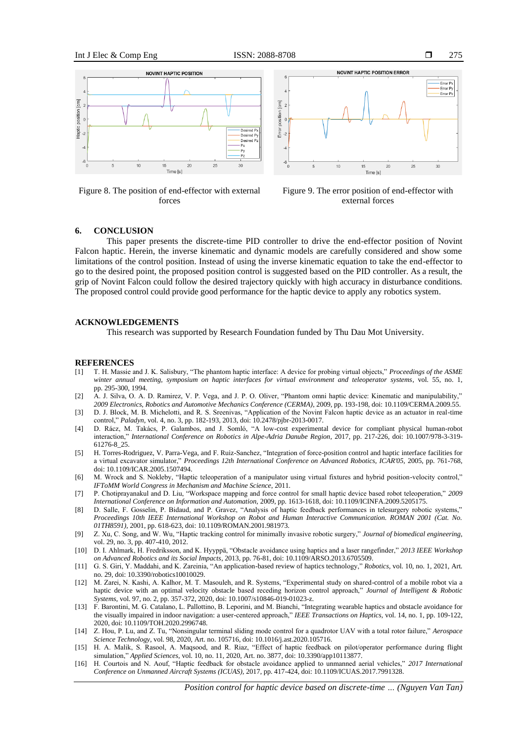Figure 8. The position of end-effector with external forces

Figure 9. The error position of end-effector with external forces

## 6. CONCLUSION

This paper presents the discrete-time PID controller to drive the end-effector position of Novint Falcon haptic. Herein, the inverse kinematic and dynamic models are carefully considered and show some limitations of the control position. Instead of using the inverse kinematic equation to take the end-effector to go to the desired point, the proposed position control is suggested based on the PID controller. As a result, the grip of Novint Falcon could follow the desired trajectory quickly with high accuracy in disturbance conditions. The proposed control could provide good performance for the haptic device to apply any robotics system.

## ACKNOWLEDGEMENTS

This research was supported by Research Foundation funded by Thu Dau Mot University.

## REFERENCES

[1] T. H. Massie and J. K. Salisbury, "The phantom haptic interface: A device for probing virtual objects," *Proceedings of the ASME winter annual meeting, symposium on haptic interfaces for virtual environment and teleoperator systems*, vol. 55, no. 1, pp. 295-300, 1994.

[2] A. J. Silva, O. A. D. Ramirez, V. P. Vega, and J. P. O. Oliver, "Phantom omni haptic device: Kinematic and manipulability," *2009 Electronics, Robotics and Automotive Mechanics Conference (CERMA)*, 2009, pp. 193-198, doi: 10.1109/CERMA.2009.55.

[3] D. J. Block, M. B. Michelotti, and R. S. Sreenivas, "Application of the Novint Falcon haptic device as an actuator in real-time control," *Paladyn*, vol. 4, no. 3, pp. 182-193, 2013, doi: 10.2478/pjbr-2013-0017.

[4] D. Rácz, M. Takács, P. Galambos, and J. Somló, "A low-cost experimental device for compliant physical human-robot interaction," *International Conference on Robotics in Alpe-Adria Danube Region*, 2017, pp. 217-226, doi: 10.1007/978-3-319-61276-8_25.

[5] H. Torres-Rodriguez, V. Parra-Vega, and F. Ruiz-Sanchez, "Integration of force-position control and haptic interface facilities for a virtual excavator simulator," *Proceedings 12th International Conference on Advanced Robotics, ICAR'05*, 2005, pp. 761-768, doi: 10.1109/ICAR.2005.1507494.

[6] M. Wrock and S. Nokleby, "Haptic teleoperation of a manipulator using virtual fixtures and hybrid position-velocity control," *IFToMM World Congress in Mechanism and Machine Science*, 2011.

[7] P. Chotiprayanakul and D. Liu, "Workspace mapping and force control for small haptic device based robot teleoperation," *2009 International Conference on Information and Automation*, 2009, pp. 1613-1618, doi: 10.1109/ICINFA.2009.5205175.

[8] D. Salle, F. Gosselin, P. Bidaud, and P. Gravez, "Analysis of haptic feedback performances in telesurgery robotic systems," *Proceedings 10th IEEE International Workshop on Robot and Human Interactive Communication. ROMAN 2001 (Cat. No. 01TH8591)*, 2001, pp. 618-623, doi: 10.1109/ROMAN.2001.981973.

[9] Z. Xu, C. Song, and W. Wu, "Haptic tracking control for minimally invasive robotic surgery," *Journal of biomedical engineering*, vol. 29, no. 3, pp. 407-410, 2012.

[10] D. I. Ahlmark, H. Fredriksson, and K. Hyyppä, "Obstacle avoidance using haptics and a laser rangefinder," *2013 IEEE Workshop on Advanced Robotics and its Social Impacts*, 2013, pp. 76-81, doi: 10.1109/ARSO.2013.6705509.

[11] G. S. Giri, Y. Maddahi, and K. Zareinia, "An application-based review of haptics technology," *Robotics*, vol. 10, no. 1, 2021, Art. no. 29, doi: 10.3390/robotics10010029.

[12] M. Zarei, N. Kashi, A. Kalhor, M. T. Masouleh, and R. Systems, "Experimental study on shared-control of a mobile robot via a haptic device with an optimal velocity obstacle based receding horizon control approach," *Journal of Intelligent & Robotic Systems*, vol. 97, no. 2, pp. 357-372, 2020, doi: 10.1007/s10846-019-01023-z.

[13] F. Barontini, M. G. Catalano, L. Pallottino, B. Leporini, and M. Bianchi, "Integrating wearable haptics and obstacle avoidance for the visually impaired in indoor navigation: a user-centered approach," *IEEE Transactions on Haptics*, vol. 14, no. 1, pp. 109-122, 2020, doi: 10.1109/TOH.2020.2996748.

[14] Z. Hou, P. Lu, and Z. Tu, "Nonsingular terminal sliding mode control for a quadrotor UAV with a total rotor failure," *Aerospace Science Technology*, vol. 98, 2020, Art. no. 105716, doi: 10.1016/j.ast.2020.105716.

[15] H. A. Malik, S. Rasool, A. Maqsood, and R. Riaz, "Effect of haptic feedback on pilot/operator performance during flight simulation," *Applied Sciences*, vol. 10, no. 11, 2020, Art. no. 3877, doi: 10.3390/app10113877.

[16] H. Courtois and N. Aouf, "Haptic feedback for obstacle avoidance applied to unmanned aerial vehicles," *2017 International Conference on Unmanned Aircraft Systems (ICUAS)*, 2017, pp. 417-424, doi: 10.1109/ICUAS.2017.7991328.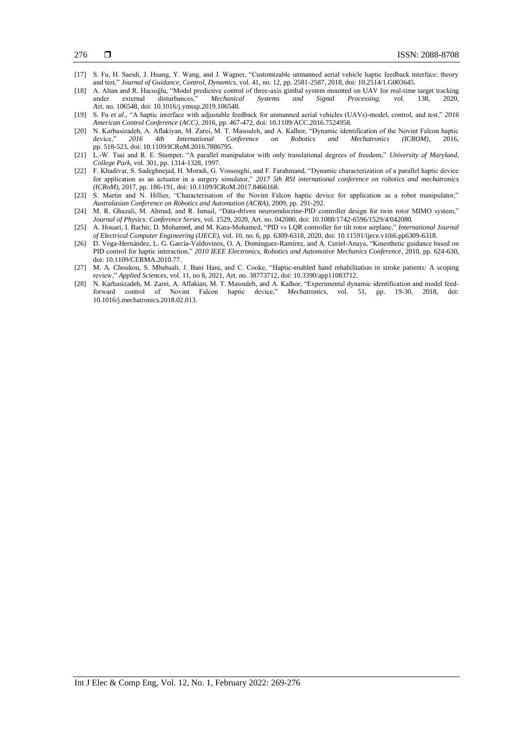[17] S. Fu, H. Saeidi, J. Huang, Y. Wang, and J. Wagner, "Customizable unmanned aerial vehicle haptic feedback interface: theory and test," *Journal of Guidance, Control, Dynamics*, vol. 41, no. 12, pp. 2581-2587, 2018, doi: 10.2514/1.G003645.

[18] A. Altan and R. Hacıoğlu, "Model predictive control of three-axis gimbal system mounted on UAV for real-time target tracking under external disturbances," *Mechanical Systems and Signal Processing*, vol. 138, 2020, Art. no. 106548, doi: 10.1016/j.ymssp.2019.106548.

[19] S. Fu *et al.*, "A haptic interface with adjustable feedback for unmanned aerial vehicles (UAVs)-model, control, and test," *2016 American Control Conference (ACC)*, 2016, pp. 467-472, doi: 10.1109/ACC.2016.7524958.

[20] N. Karbasizadeh, A. Aflakiyan, M. Zarei, M. T. Masouleh, and A. Kalhor, "Dynamic identification of the Novint Falcon haptic device," *2016 4th International Conference on Robotics and Mechatronics (ICROM)*, 2016, pp. 518-523, doi: 10.1109/ICRoM.2016.7886795.

[21] L.-W. Tsai and R. E. Stamper, "A parallel manipulator with only translational degrees of freedom," *University of Maryland, College Park*, vol. 301, pp. 1314-1328, 1997.

[22] F. Khadivar, S. Sadeghnejad, H. Moradi, G. Vossoughi, and F. Farahmand, "Dynamic characterization of a parallel haptic device for application as an actuator in a surgery simulator," *2017 5th RSI international conference on robotics and mechatronics (ICRoM)*, 2017, pp. 186-191, doi: 10.1109/ICRoM.2017.8466168.

[23] S. Martin and N. Hillier, "Characterisation of the Novint Falcon haptic device for application as a robot manipulator," *Australasian Conference on Robotics and Automation (ACRA)*, 2009, pp. 291-292.

[24] M. R. Ghazali, M. Ahmad, and R. Ismail, "Data-driven neuroendocrine-PID controller design for twin rotor MIMO system," *Journal of Physics: Conference Series*, vol. 1529, 2020, Art. no. 042080, doi: 10.1088/1742-6596/1529/4/042080.

[25] A. Houari, I. Bachir, D. Mohamed, and M. Kara-Mohamed, "PID vs LQR controller for tilt rotor airplane," *International Journal of Electrical Computer Engineering (IJECE)*, vol. 10, no. 6, pp. 6309-6318, 2020, doi: 10.11591/ijece.v10i6.pp6309-6318.

[26] D. Vega-Hernández, L. G. García-Valdovinos, O. A. Domínguez-Ramírez, and A. Curiel-Anaya, "Kinesthetic guidance based on PID control for haptic interaction," *2010 IEEE Electronics, Robotics and Automotive Mechanics Conference*, 2010, pp. 624-630, doi: 10.1109/CERMA.2010.77.

[27] M. A. Choukou, S. Mbabaali, J. Bani Hani, and C. Cooke, "Haptic-enabled hand rehabilitation in stroke patients: A scoping review," *Applied Sciences*, vol. 11, no 8, 2021, Art. no. 38773712, doi: 10.3390/app11083712.

[28] N. Karbasizadeh, M. Zarei, A. Aflakian, M. T. Masouleh, and A. Kalhor, "Experimental dynamic identification and model feed-forward control of Novint Falcon haptic device," *Mechatronics*, vol. 51, pp. 19-30, 2018, doi: 10.1016/j.mechatronics.2018.02.013.